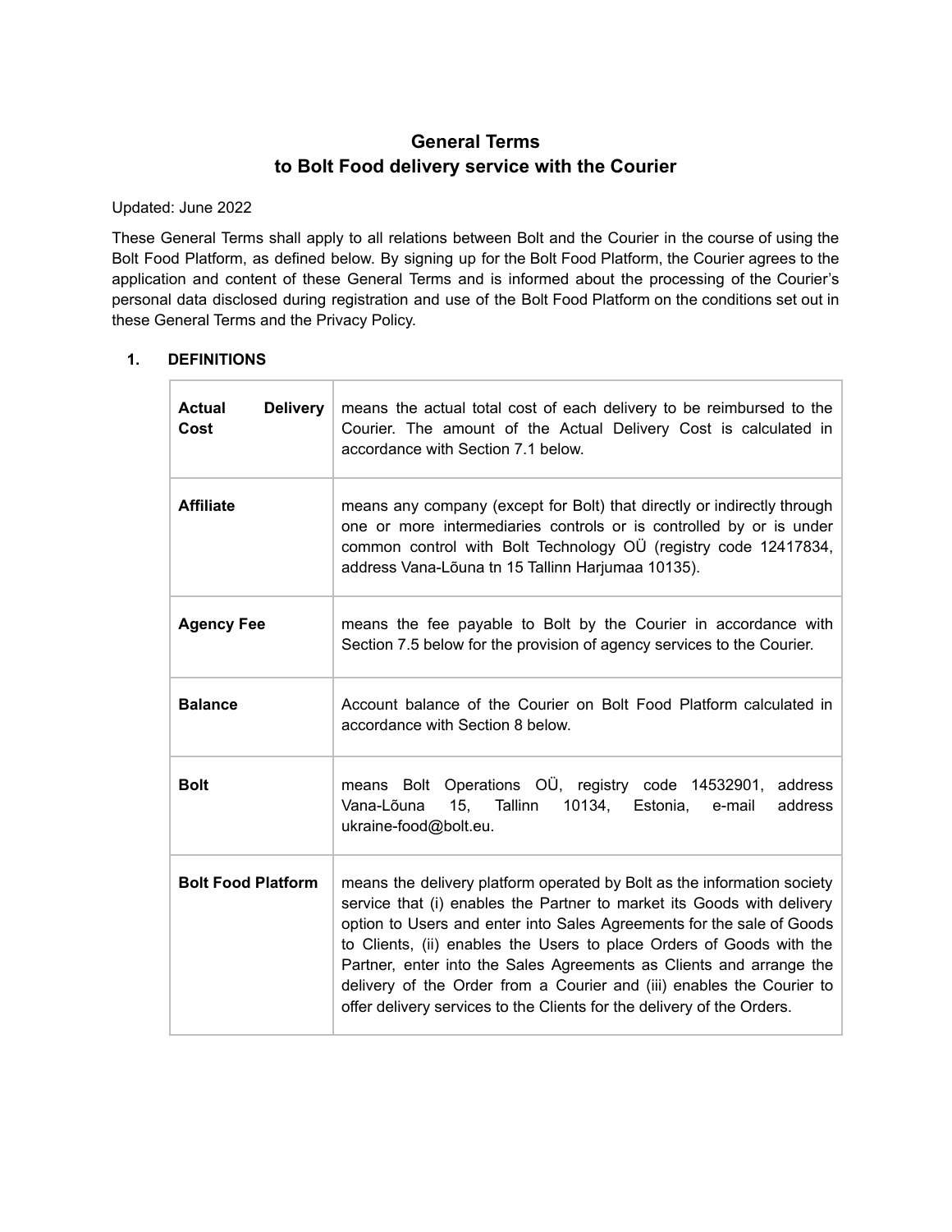# General Terms
## to Bolt Food delivery service with the Courier

Updated: June 2022

These General Terms shall apply to all relations between Bolt and the Courier in the course of using the Bolt Food Platform, as defined below. By signing up for the Bolt Food Platform, the Courier agrees to the application and content of these General Terms and is informed about the processing of the Courier's personal data disclosed during registration and use of the Bolt Food Platform on the conditions set out in these General Terms and the Privacy Policy.

### 1. DEFINITIONS

| | |
|---|---|
| **Actual Delivery Cost** | means the actual total cost of each delivery to be reimbursed to the Courier. The amount of the Actual Delivery Cost is calculated in accordance with Section 7.1 below. |
| **Affiliate** | means any company (except for Bolt) that directly or indirectly through one or more intermediaries controls or is controlled by or is under common control with Bolt Technology OÜ (registry code 12417834, address Vana-Lõuna tn 15 Tallinn Harjumaa 10135). |
| **Agency Fee** | means the fee payable to Bolt by the Courier in accordance with Section 7.5 below for the provision of agency services to the Courier. |
| **Balance** | Account balance of the Courier on Bolt Food Platform calculated in accordance with Section 8 below. |
| **Bolt** | means Bolt Operations OÜ, registry code 14532901, address Vana-Lõuna 15, Tallinn 10134, Estonia, e-mail address ukraine-food@bolt.eu. |
| **Bolt Food Platform** | means the delivery platform operated by Bolt as the information society service that (i) enables the Partner to market its Goods with delivery option to Users and enter into Sales Agreements for the sale of Goods to Clients, (ii) enables the Users to place Orders of Goods with the Partner, enter into the Sales Agreements as Clients and arrange the delivery of the Order from a Courier and (iii) enables the Courier to offer delivery services to the Clients for the delivery of the Orders. |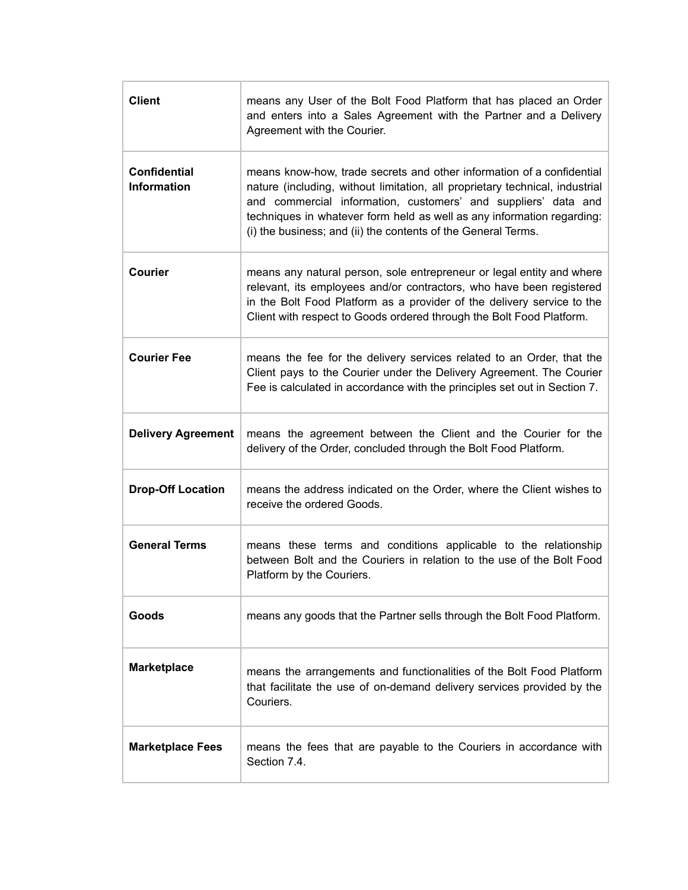| | |
|---|---|
| **Client** | means any User of the Bolt Food Platform that has placed an Order and enters into a Sales Agreement with the Partner and a Delivery Agreement with the Courier. |
| **Confidential Information** | means know-how, trade secrets and other information of a confidential nature (including, without limitation, all proprietary technical, industrial and commercial information, customers' and suppliers' data and techniques in whatever form held as well as any information regarding: (i) the business; and (ii) the contents of the General Terms. |
| **Courier** | means any natural person, sole entrepreneur or legal entity and where relevant, its employees and/or contractors, who have been registered in the Bolt Food Platform as a provider of the delivery service to the Client with respect to Goods ordered through the Bolt Food Platform. |
| **Courier Fee** | means the fee for the delivery services related to an Order, that the Client pays to the Courier under the Delivery Agreement. The Courier Fee is calculated in accordance with the principles set out in Section 7. |
| **Delivery Agreement** | means the agreement between the Client and the Courier for the delivery of the Order, concluded through the Bolt Food Platform. |
| **Drop-Off Location** | means the address indicated on the Order, where the Client wishes to receive the ordered Goods. |
| **General Terms** | means these terms and conditions applicable to the relationship between Bolt and the Couriers in relation to the use of the Bolt Food Platform by the Couriers. |
| **Goods** | means any goods that the Partner sells through the Bolt Food Platform. |
| **Marketplace** | means the arrangements and functionalities of the Bolt Food Platform that facilitate the use of on-demand delivery services provided by the Couriers. |
| **Marketplace Fees** | means the fees that are payable to the Couriers in accordance with Section 7.4. |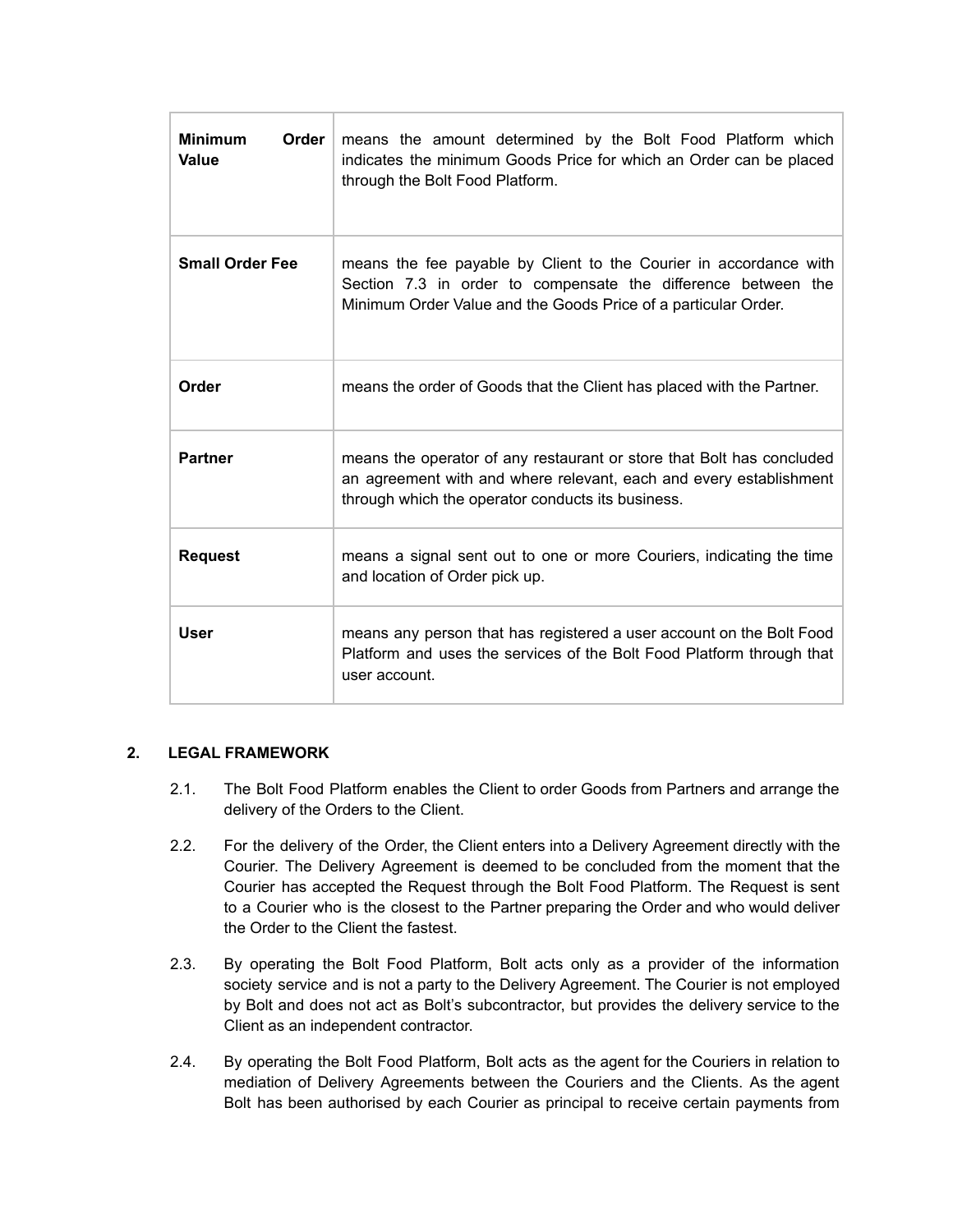| | |
|---|---|
| **Minimum Order Value** | means the amount determined by the Bolt Food Platform which indicates the minimum Goods Price for which an Order can be placed through the Bolt Food Platform. |
| **Small Order Fee** | means the fee payable by Client to the Courier in accordance with Section 7.3 in order to compensate the difference between the Minimum Order Value and the Goods Price of a particular Order. |
| **Order** | means the order of Goods that the Client has placed with the Partner. |
| **Partner** | means the operator of any restaurant or store that Bolt has concluded an agreement with and where relevant, each and every establishment through which the operator conducts its business. |
| **Request** | means a signal sent out to one or more Couriers, indicating the time and location of Order pick up. |
| **User** | means any person that has registered a user account on the Bolt Food Platform and uses the services of the Bolt Food Platform through that user account. |

## 2. LEGAL FRAMEWORK

2.1. The Bolt Food Platform enables the Client to order Goods from Partners and arrange the delivery of the Orders to the Client.

2.2. For the delivery of the Order, the Client enters into a Delivery Agreement directly with the Courier. The Delivery Agreement is deemed to be concluded from the moment that the Courier has accepted the Request through the Bolt Food Platform. The Request is sent to a Courier who is the closest to the Partner preparing the Order and who would deliver the Order to the Client the fastest.

2.3. By operating the Bolt Food Platform, Bolt acts only as a provider of the information society service and is not a party to the Delivery Agreement. The Courier is not employed by Bolt and does not act as Bolt's subcontractor, but provides the delivery service to the Client as an independent contractor.

2.4. By operating the Bolt Food Platform, Bolt acts as the agent for the Couriers in relation to mediation of Delivery Agreements between the Couriers and the Clients. As the agent Bolt has been authorised by each Courier as principal to receive certain payments from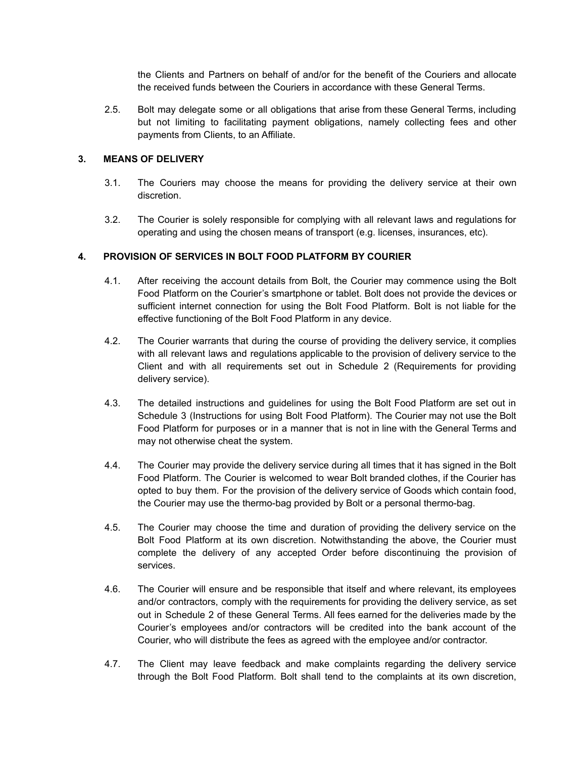the Clients and Partners on behalf of and/or for the benefit of the Couriers and allocate the received funds between the Couriers in accordance with these General Terms.

2.5. Bolt may delegate some or all obligations that arise from these General Terms, including but not limiting to facilitating payment obligations, namely collecting fees and other payments from Clients, to an Affiliate.

## 3. MEANS OF DELIVERY

3.1. The Couriers may choose the means for providing the delivery service at their own discretion.

3.2. The Courier is solely responsible for complying with all relevant laws and regulations for operating and using the chosen means of transport (e.g. licenses, insurances, etc).

## 4. PROVISION OF SERVICES IN BOLT FOOD PLATFORM BY COURIER

4.1. After receiving the account details from Bolt, the Courier may commence using the Bolt Food Platform on the Courier's smartphone or tablet. Bolt does not provide the devices or sufficient internet connection for using the Bolt Food Platform. Bolt is not liable for the effective functioning of the Bolt Food Platform in any device.

4.2. The Courier warrants that during the course of providing the delivery service, it complies with all relevant laws and regulations applicable to the provision of delivery service to the Client and with all requirements set out in Schedule 2 (Requirements for providing delivery service).

4.3. The detailed instructions and guidelines for using the Bolt Food Platform are set out in Schedule 3 (Instructions for using Bolt Food Platform). The Courier may not use the Bolt Food Platform for purposes or in a manner that is not in line with the General Terms and may not otherwise cheat the system.

4.4. The Courier may provide the delivery service during all times that it has signed in the Bolt Food Platform. The Courier is welcomed to wear Bolt branded clothes, if the Courier has opted to buy them. For the provision of the delivery service of Goods which contain food, the Courier may use the thermo-bag provided by Bolt or a personal thermo-bag.

4.5. The Courier may choose the time and duration of providing the delivery service on the Bolt Food Platform at its own discretion. Notwithstanding the above, the Courier must complete the delivery of any accepted Order before discontinuing the provision of services.

4.6. The Courier will ensure and be responsible that itself and where relevant, its employees and/or contractors, comply with the requirements for providing the delivery service, as set out in Schedule 2 of these General Terms. All fees earned for the deliveries made by the Courier's employees and/or contractors will be credited into the bank account of the Courier, who will distribute the fees as agreed with the employee and/or contractor.

4.7. The Client may leave feedback and make complaints regarding the delivery service through the Bolt Food Platform. Bolt shall tend to the complaints at its own discretion,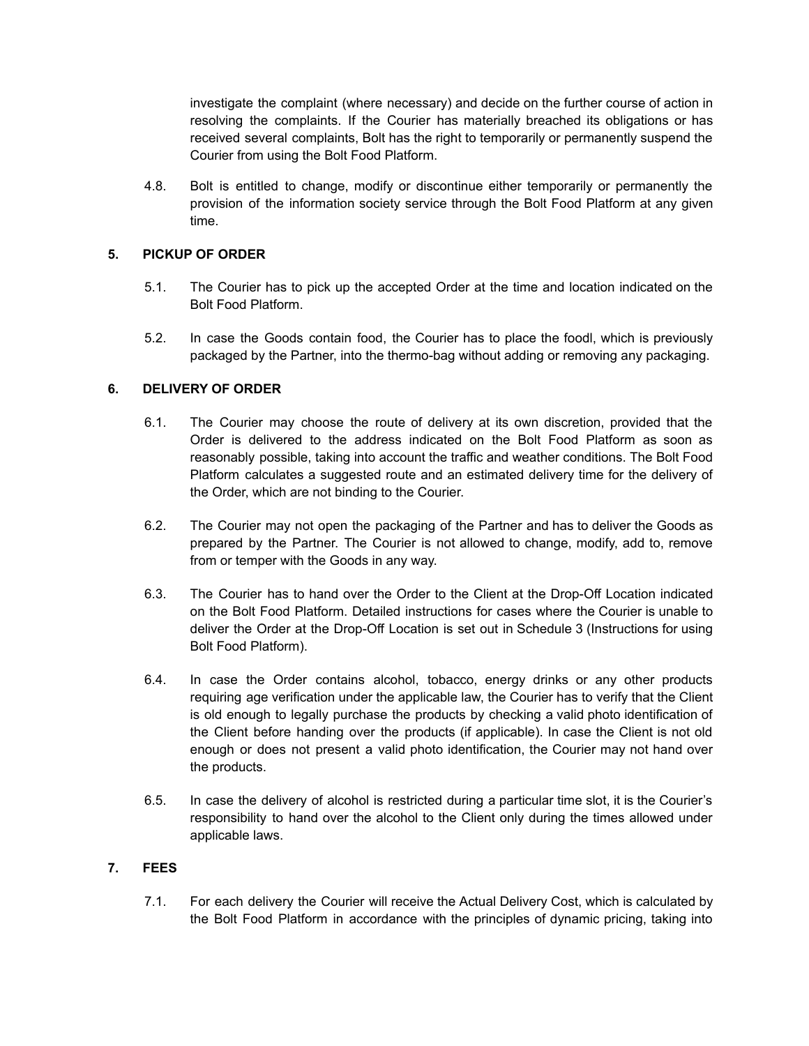investigate the complaint (where necessary) and decide on the further course of action in resolving the complaints. If the Courier has materially breached its obligations or has received several complaints, Bolt has the right to temporarily or permanently suspend the Courier from using the Bolt Food Platform.

4.8. Bolt is entitled to change, modify or discontinue either temporarily or permanently the provision of the information society service through the Bolt Food Platform at any given time.

## 5. PICKUP OF ORDER

5.1. The Courier has to pick up the accepted Order at the time and location indicated on the Bolt Food Platform.

5.2. In case the Goods contain food, the Courier has to place the foodl, which is previously packaged by the Partner, into the thermo-bag without adding or removing any packaging.

## 6. DELIVERY OF ORDER

6.1. The Courier may choose the route of delivery at its own discretion, provided that the Order is delivered to the address indicated on the Bolt Food Platform as soon as reasonably possible, taking into account the traffic and weather conditions. The Bolt Food Platform calculates a suggested route and an estimated delivery time for the delivery of the Order, which are not binding to the Courier.

6.2. The Courier may not open the packaging of the Partner and has to deliver the Goods as prepared by the Partner. The Courier is not allowed to change, modify, add to, remove from or temper with the Goods in any way.

6.3. The Courier has to hand over the Order to the Client at the Drop-Off Location indicated on the Bolt Food Platform. Detailed instructions for cases where the Courier is unable to deliver the Order at the Drop-Off Location is set out in Schedule 3 (Instructions for using Bolt Food Platform).

6.4. In case the Order contains alcohol, tobacco, energy drinks or any other products requiring age verification under the applicable law, the Courier has to verify that the Client is old enough to legally purchase the products by checking a valid photo identification of the Client before handing over the products (if applicable). In case the Client is not old enough or does not present a valid photo identification, the Courier may not hand over the products.

6.5. In case the delivery of alcohol is restricted during a particular time slot, it is the Courier's responsibility to hand over the alcohol to the Client only during the times allowed under applicable laws.

## 7. FEES

7.1. For each delivery the Courier will receive the Actual Delivery Cost, which is calculated by the Bolt Food Platform in accordance with the principles of dynamic pricing, taking into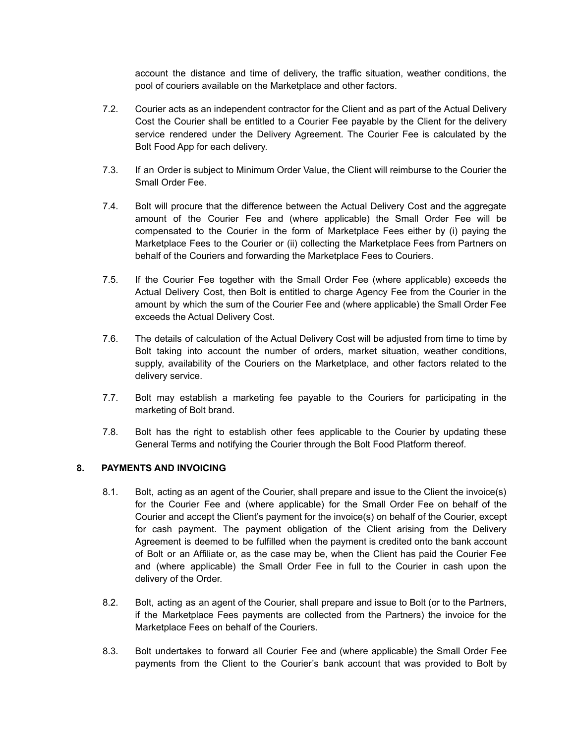account the distance and time of delivery, the traffic situation, weather conditions, the pool of couriers available on the Marketplace and other factors.

7.2. Courier acts as an independent contractor for the Client and as part of the Actual Delivery Cost the Courier shall be entitled to a Courier Fee payable by the Client for the delivery service rendered under the Delivery Agreement. The Courier Fee is calculated by the Bolt Food App for each delivery.

7.3. If an Order is subject to Minimum Order Value, the Client will reimburse to the Courier the Small Order Fee.

7.4. Bolt will procure that the difference between the Actual Delivery Cost and the aggregate amount of the Courier Fee and (where applicable) the Small Order Fee will be compensated to the Courier in the form of Marketplace Fees either by (i) paying the Marketplace Fees to the Courier or (ii) collecting the Marketplace Fees from Partners on behalf of the Couriers and forwarding the Marketplace Fees to Couriers.

7.5. If the Courier Fee together with the Small Order Fee (where applicable) exceeds the Actual Delivery Cost, then Bolt is entitled to charge Agency Fee from the Courier in the amount by which the sum of the Courier Fee and (where applicable) the Small Order Fee exceeds the Actual Delivery Cost.

7.6. The details of calculation of the Actual Delivery Cost will be adjusted from time to time by Bolt taking into account the number of orders, market situation, weather conditions, supply, availability of the Couriers on the Marketplace, and other factors related to the delivery service.

7.7. Bolt may establish a marketing fee payable to the Couriers for participating in the marketing of Bolt brand.

7.8. Bolt has the right to establish other fees applicable to the Courier by updating these General Terms and notifying the Courier through the Bolt Food Platform thereof.

## 8. PAYMENTS AND INVOICING

8.1. Bolt, acting as an agent of the Courier, shall prepare and issue to the Client the invoice(s) for the Courier Fee and (where applicable) for the Small Order Fee on behalf of the Courier and accept the Client's payment for the invoice(s) on behalf of the Courier, except for cash payment. The payment obligation of the Client arising from the Delivery Agreement is deemed to be fulfilled when the payment is credited onto the bank account of Bolt or an Affiliate or, as the case may be, when the Client has paid the Courier Fee and (where applicable) the Small Order Fee in full to the Courier in cash upon the delivery of the Order.

8.2. Bolt, acting as an agent of the Courier, shall prepare and issue to Bolt (or to the Partners, if the Marketplace Fees payments are collected from the Partners) the invoice for the Marketplace Fees on behalf of the Couriers.

8.3. Bolt undertakes to forward all Courier Fee and (where applicable) the Small Order Fee payments from the Client to the Courier's bank account that was provided to Bolt by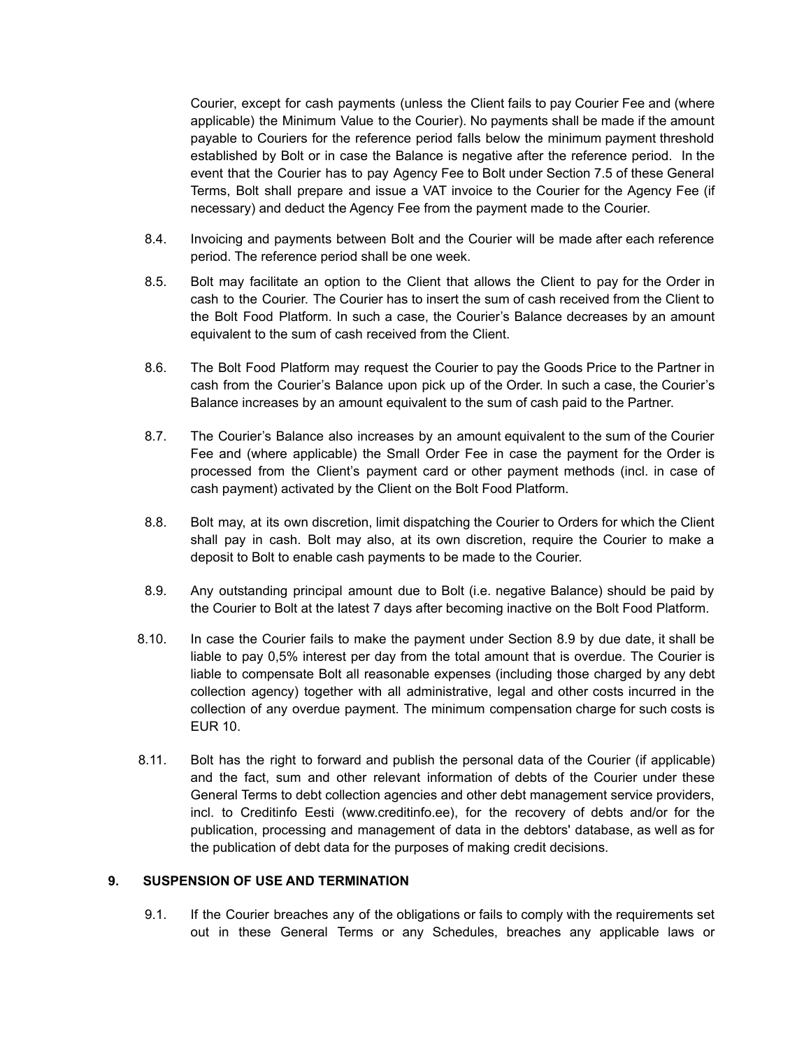Courier, except for cash payments (unless the Client fails to pay Courier Fee and (where applicable) the Minimum Value to the Courier). No payments shall be made if the amount payable to Couriers for the reference period falls below the minimum payment threshold established by Bolt or in case the Balance is negative after the reference period. In the event that the Courier has to pay Agency Fee to Bolt under Section 7.5 of these General Terms, Bolt shall prepare and issue a VAT invoice to the Courier for the Agency Fee (if necessary) and deduct the Agency Fee from the payment made to the Courier.

8.4. Invoicing and payments between Bolt and the Courier will be made after each reference period. The reference period shall be one week.

8.5. Bolt may facilitate an option to the Client that allows the Client to pay for the Order in cash to the Courier. The Courier has to insert the sum of cash received from the Client to the Bolt Food Platform. In such a case, the Courier's Balance decreases by an amount equivalent to the sum of cash received from the Client.

8.6. The Bolt Food Platform may request the Courier to pay the Goods Price to the Partner in cash from the Courier's Balance upon pick up of the Order. In such a case, the Courier's Balance increases by an amount equivalent to the sum of cash paid to the Partner.

8.7. The Courier's Balance also increases by an amount equivalent to the sum of the Courier Fee and (where applicable) the Small Order Fee in case the payment for the Order is processed from the Client's payment card or other payment methods (incl. in case of cash payment) activated by the Client on the Bolt Food Platform.

8.8. Bolt may, at its own discretion, limit dispatching the Courier to Orders for which the Client shall pay in cash. Bolt may also, at its own discretion, require the Courier to make a deposit to Bolt to enable cash payments to be made to the Courier.

8.9. Any outstanding principal amount due to Bolt (i.e. negative Balance) should be paid by the Courier to Bolt at the latest 7 days after becoming inactive on the Bolt Food Platform.

8.10. In case the Courier fails to make the payment under Section 8.9 by due date, it shall be liable to pay 0,5% interest per day from the total amount that is overdue. The Courier is liable to compensate Bolt all reasonable expenses (including those charged by any debt collection agency) together with all administrative, legal and other costs incurred in the collection of any overdue payment. The minimum compensation charge for such costs is EUR 10.

8.11. Bolt has the right to forward and publish the personal data of the Courier (if applicable) and the fact, sum and other relevant information of debts of the Courier under these General Terms to debt collection agencies and other debt management service providers, incl. to Creditinfo Eesti (www.creditinfo.ee), for the recovery of debts and/or for the publication, processing and management of data in the debtors' database, as well as for the publication of debt data for the purposes of making credit decisions.

## 9. SUSPENSION OF USE AND TERMINATION

9.1. If the Courier breaches any of the obligations or fails to comply with the requirements set out in these General Terms or any Schedules, breaches any applicable laws or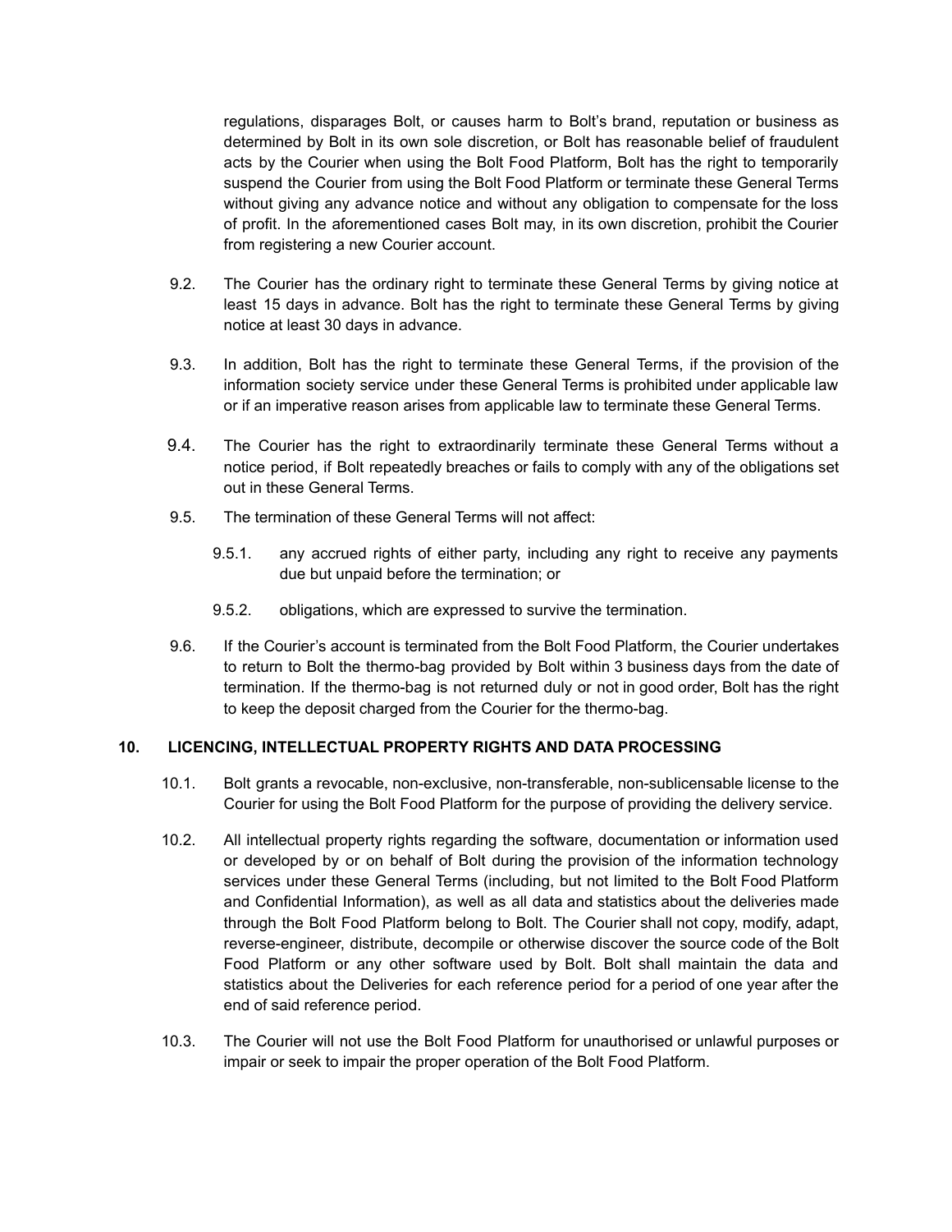regulations, disparages Bolt, or causes harm to Bolt's brand, reputation or business as determined by Bolt in its own sole discretion, or Bolt has reasonable belief of fraudulent acts by the Courier when using the Bolt Food Platform, Bolt has the right to temporarily suspend the Courier from using the Bolt Food Platform or terminate these General Terms without giving any advance notice and without any obligation to compensate for the loss of profit. In the aforementioned cases Bolt may, in its own discretion, prohibit the Courier from registering a new Courier account.

9.2. The Courier has the ordinary right to terminate these General Terms by giving notice at least 15 days in advance. Bolt has the right to terminate these General Terms by giving notice at least 30 days in advance.

9.3. In addition, Bolt has the right to terminate these General Terms, if the provision of the information society service under these General Terms is prohibited under applicable law or if an imperative reason arises from applicable law to terminate these General Terms.

9.4. The Courier has the right to extraordinarily terminate these General Terms without a notice period, if Bolt repeatedly breaches or fails to comply with any of the obligations set out in these General Terms.

9.5. The termination of these General Terms will not affect:

9.5.1. any accrued rights of either party, including any right to receive any payments due but unpaid before the termination; or

9.5.2. obligations, which are expressed to survive the termination.

9.6. If the Courier's account is terminated from the Bolt Food Platform, the Courier undertakes to return to Bolt the thermo-bag provided by Bolt within 3 business days from the date of termination. If the thermo-bag is not returned duly or not in good order, Bolt has the right to keep the deposit charged from the Courier for the thermo-bag.

## 10. LICENCING, INTELLECTUAL PROPERTY RIGHTS AND DATA PROCESSING

10.1. Bolt grants a revocable, non-exclusive, non-transferable, non-sublicensable license to the Courier for using the Bolt Food Platform for the purpose of providing the delivery service.

10.2. All intellectual property rights regarding the software, documentation or information used or developed by or on behalf of Bolt during the provision of the information technology services under these General Terms (including, but not limited to the Bolt Food Platform and Confidential Information), as well as all data and statistics about the deliveries made through the Bolt Food Platform belong to Bolt. The Courier shall not copy, modify, adapt, reverse-engineer, distribute, decompile or otherwise discover the source code of the Bolt Food Platform or any other software used by Bolt. Bolt shall maintain the data and statistics about the Deliveries for each reference period for a period of one year after the end of said reference period.

10.3. The Courier will not use the Bolt Food Platform for unauthorised or unlawful purposes or impair or seek to impair the proper operation of the Bolt Food Platform.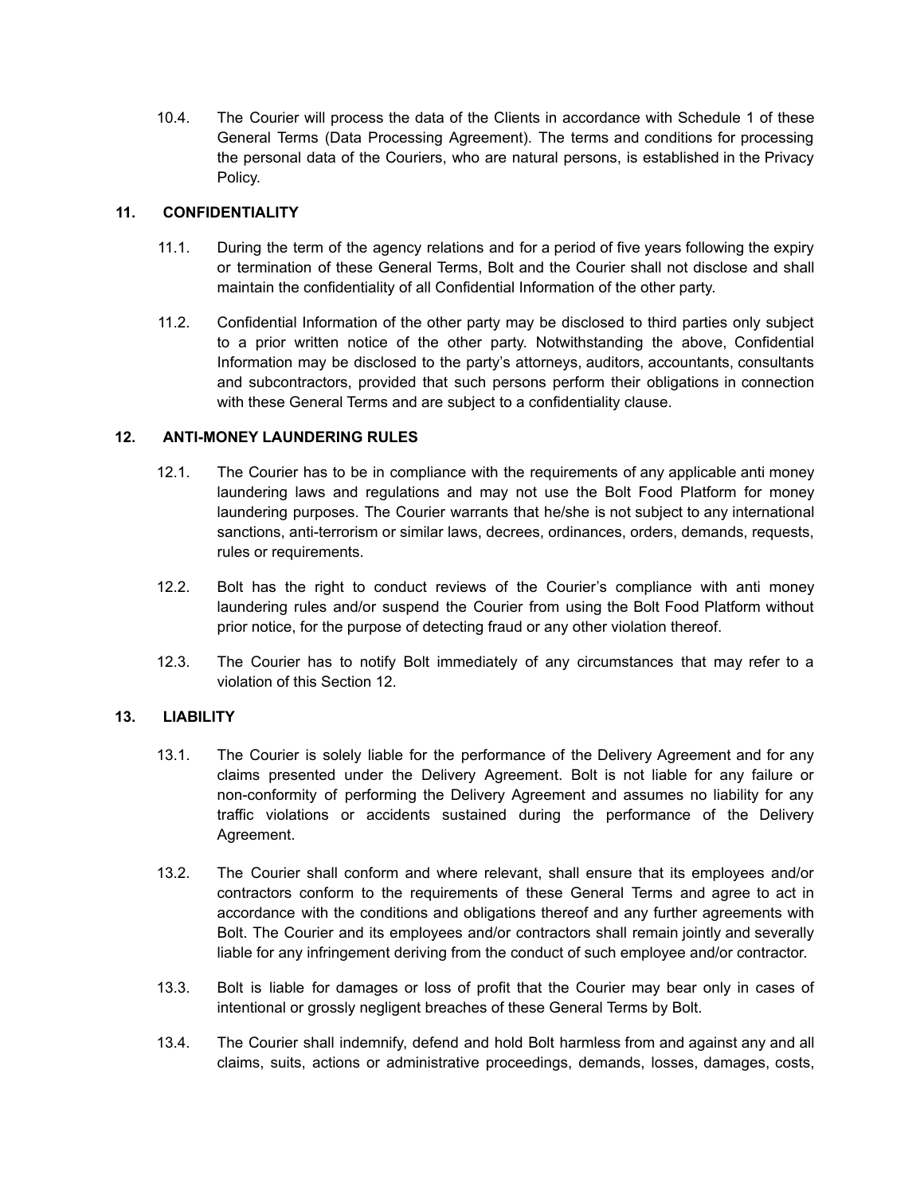10.4. The Courier will process the data of the Clients in accordance with Schedule 1 of these General Terms (Data Processing Agreement). The terms and conditions for processing the personal data of the Couriers, who are natural persons, is established in the Privacy Policy.

## 11. CONFIDENTIALITY

11.1. During the term of the agency relations and for a period of five years following the expiry or termination of these General Terms, Bolt and the Courier shall not disclose and shall maintain the confidentiality of all Confidential Information of the other party.

11.2. Confidential Information of the other party may be disclosed to third parties only subject to a prior written notice of the other party. Notwithstanding the above, Confidential Information may be disclosed to the party's attorneys, auditors, accountants, consultants and subcontractors, provided that such persons perform their obligations in connection with these General Terms and are subject to a confidentiality clause.

## 12. ANTI-MONEY LAUNDERING RULES

12.1. The Courier has to be in compliance with the requirements of any applicable anti money laundering laws and regulations and may not use the Bolt Food Platform for money laundering purposes. The Courier warrants that he/she is not subject to any international sanctions, anti-terrorism or similar laws, decrees, ordinances, orders, demands, requests, rules or requirements.

12.2. Bolt has the right to conduct reviews of the Courier's compliance with anti money laundering rules and/or suspend the Courier from using the Bolt Food Platform without prior notice, for the purpose of detecting fraud or any other violation thereof.

12.3. The Courier has to notify Bolt immediately of any circumstances that may refer to a violation of this Section 12.

## 13. LIABILITY

13.1. The Courier is solely liable for the performance of the Delivery Agreement and for any claims presented under the Delivery Agreement. Bolt is not liable for any failure or non-conformity of performing the Delivery Agreement and assumes no liability for any traffic violations or accidents sustained during the performance of the Delivery Agreement.

13.2. The Courier shall conform and where relevant, shall ensure that its employees and/or contractors conform to the requirements of these General Terms and agree to act in accordance with the conditions and obligations thereof and any further agreements with Bolt. The Courier and its employees and/or contractors shall remain jointly and severally liable for any infringement deriving from the conduct of such employee and/or contractor.

13.3. Bolt is liable for damages or loss of profit that the Courier may bear only in cases of intentional or grossly negligent breaches of these General Terms by Bolt.

13.4. The Courier shall indemnify, defend and hold Bolt harmless from and against any and all claims, suits, actions or administrative proceedings, demands, losses, damages, costs,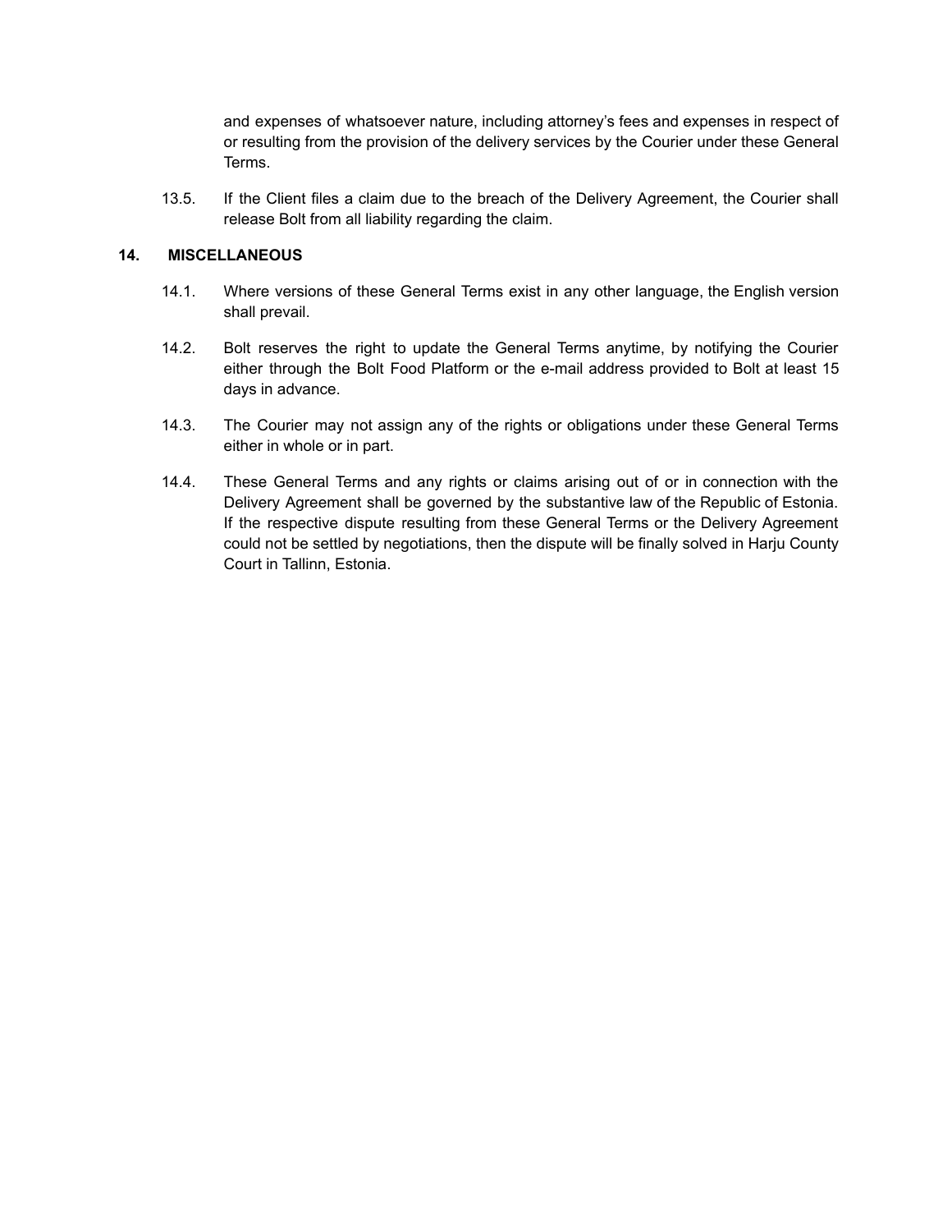and expenses of whatsoever nature, including attorney's fees and expenses in respect of or resulting from the provision of the delivery services by the Courier under these General Terms.

13.5. If the Client files a claim due to the breach of the Delivery Agreement, the Courier shall release Bolt from all liability regarding the claim.

## 14. MISCELLANEOUS

14.1. Where versions of these General Terms exist in any other language, the English version shall prevail.

14.2. Bolt reserves the right to update the General Terms anytime, by notifying the Courier either through the Bolt Food Platform or the e-mail address provided to Bolt at least 15 days in advance.

14.3. The Courier may not assign any of the rights or obligations under these General Terms either in whole or in part.

14.4. These General Terms and any rights or claims arising out of or in connection with the Delivery Agreement shall be governed by the substantive law of the Republic of Estonia. If the respective dispute resulting from these General Terms or the Delivery Agreement could not be settled by negotiations, then the dispute will be finally solved in Harju County Court in Tallinn, Estonia.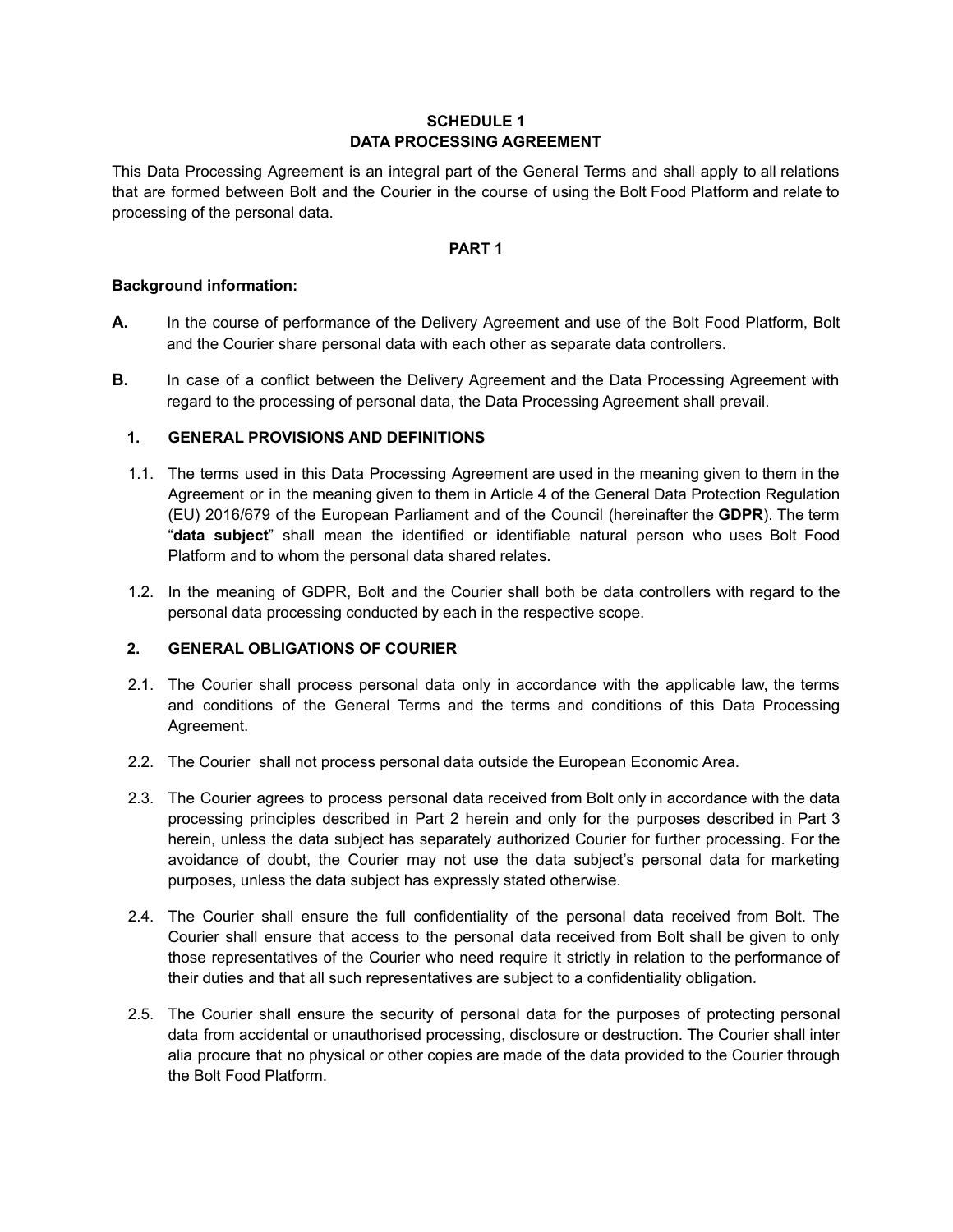**SCHEDULE 1**
**DATA PROCESSING AGREEMENT**

This Data Processing Agreement is an integral part of the General Terms and shall apply to all relations that are formed between Bolt and the Courier in the course of using the Bolt Food Platform and relate to processing of the personal data.

**PART 1**

**Background information:**

**A.** In the course of performance of the Delivery Agreement and use of the Bolt Food Platform, Bolt and the Courier share personal data with each other as separate data controllers.

**B.** In case of a conflict between the Delivery Agreement and the Data Processing Agreement with regard to the processing of personal data, the Data Processing Agreement shall prevail.

**1. GENERAL PROVISIONS AND DEFINITIONS**

1.1. The terms used in this Data Processing Agreement are used in the meaning given to them in the Agreement or in the meaning given to them in Article 4 of the General Data Protection Regulation (EU) 2016/679 of the European Parliament and of the Council (hereinafter the **GDPR**). The term "**data subject**" shall mean the identified or identifiable natural person who uses Bolt Food Platform and to whom the personal data shared relates.

1.2. In the meaning of GDPR, Bolt and the Courier shall both be data controllers with regard to the personal data processing conducted by each in the respective scope.

**2. GENERAL OBLIGATIONS OF COURIER**

2.1. The Courier shall process personal data only in accordance with the applicable law, the terms and conditions of the General Terms and the terms and conditions of this Data Processing Agreement.

2.2. The Courier shall not process personal data outside the European Economic Area.

2.3. The Courier agrees to process personal data received from Bolt only in accordance with the data processing principles described in Part 2 herein and only for the purposes described in Part 3 herein, unless the data subject has separately authorized Courier for further processing. For the avoidance of doubt, the Courier may not use the data subject's personal data for marketing purposes, unless the data subject has expressly stated otherwise.

2.4. The Courier shall ensure the full confidentiality of the personal data received from Bolt. The Courier shall ensure that access to the personal data received from Bolt shall be given to only those representatives of the Courier who need require it strictly in relation to the performance of their duties and that all such representatives are subject to a confidentiality obligation.

2.5. The Courier shall ensure the security of personal data for the purposes of protecting personal data from accidental or unauthorised processing, disclosure or destruction. The Courier shall inter alia procure that no physical or other copies are made of the data provided to the Courier through the Bolt Food Platform.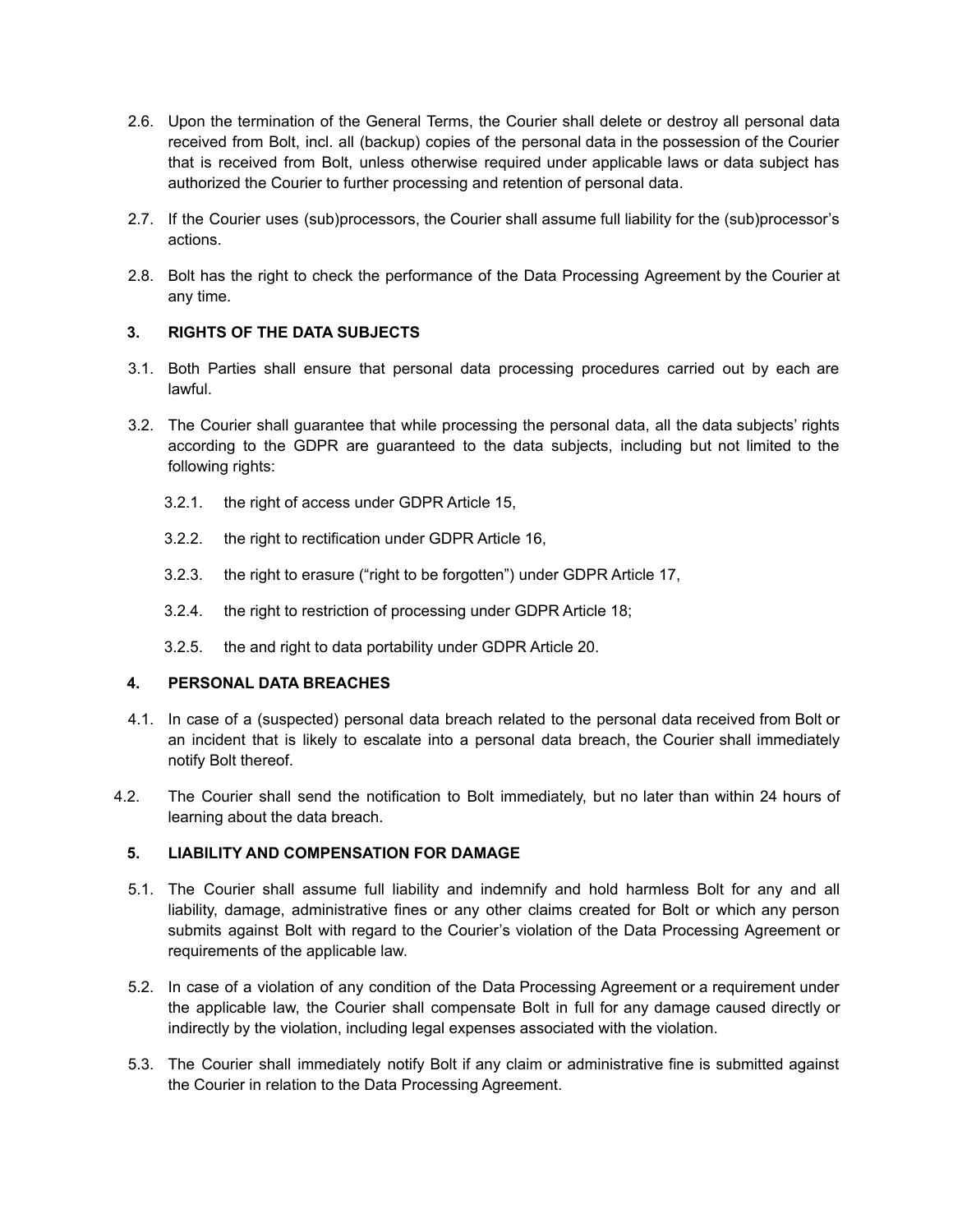2.6. Upon the termination of the General Terms, the Courier shall delete or destroy all personal data received from Bolt, incl. all (backup) copies of the personal data in the possession of the Courier that is received from Bolt, unless otherwise required under applicable laws or data subject has authorized the Courier to further processing and retention of personal data.

2.7. If the Courier uses (sub)processors, the Courier shall assume full liability for the (sub)processor's actions.

2.8. Bolt has the right to check the performance of the Data Processing Agreement by the Courier at any time.

### 3. RIGHTS OF THE DATA SUBJECTS

3.1. Both Parties shall ensure that personal data processing procedures carried out by each are lawful.

3.2. The Courier shall guarantee that while processing the personal data, all the data subjects' rights according to the GDPR are guaranteed to the data subjects, including but not limited to the following rights:

3.2.1. the right of access under GDPR Article 15,

3.2.2. the right to rectification under GDPR Article 16,

3.2.3. the right to erasure ("right to be forgotten") under GDPR Article 17,

3.2.4. the right to restriction of processing under GDPR Article 18;

3.2.5. the and right to data portability under GDPR Article 20.

### 4. PERSONAL DATA BREACHES

4.1. In case of a (suspected) personal data breach related to the personal data received from Bolt or an incident that is likely to escalate into a personal data breach, the Courier shall immediately notify Bolt thereof.

4.2. The Courier shall send the notification to Bolt immediately, but no later than within 24 hours of learning about the data breach.

### 5. LIABILITY AND COMPENSATION FOR DAMAGE

5.1. The Courier shall assume full liability and indemnify and hold harmless Bolt for any and all liability, damage, administrative fines or any other claims created for Bolt or which any person submits against Bolt with regard to the Courier's violation of the Data Processing Agreement or requirements of the applicable law.

5.2. In case of a violation of any condition of the Data Processing Agreement or a requirement under the applicable law, the Courier shall compensate Bolt in full for any damage caused directly or indirectly by the violation, including legal expenses associated with the violation.

5.3. The Courier shall immediately notify Bolt if any claim or administrative fine is submitted against the Courier in relation to the Data Processing Agreement.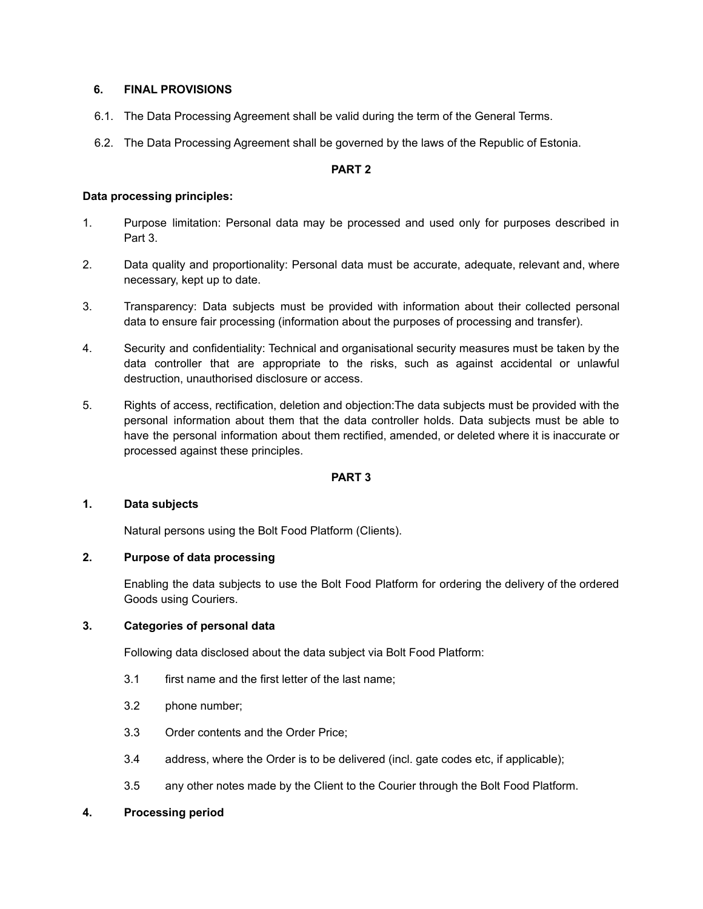## 6. FINAL PROVISIONS

6.1. The Data Processing Agreement shall be valid during the term of the General Terms.

6.2. The Data Processing Agreement shall be governed by the laws of the Republic of Estonia.

**PART 2**

**Data processing principles:**

1. Purpose limitation: Personal data may be processed and used only for purposes described in Part 3.

2. Data quality and proportionality: Personal data must be accurate, adequate, relevant and, where necessary, kept up to date.

3. Transparency: Data subjects must be provided with information about their collected personal data to ensure fair processing (information about the purposes of processing and transfer).

4. Security and confidentiality: Technical and organisational security measures must be taken by the data controller that are appropriate to the risks, such as against accidental or unlawful destruction, unauthorised disclosure or access.

5. Rights of access, rectification, deletion and objection:The data subjects must be provided with the personal information about them that the data controller holds. Data subjects must be able to have the personal information about them rectified, amended, or deleted where it is inaccurate or processed against these principles.

**PART 3**

**1. Data subjects**

Natural persons using the Bolt Food Platform (Clients).

**2. Purpose of data processing**

Enabling the data subjects to use the Bolt Food Platform for ordering the delivery of the ordered Goods using Couriers.

**3. Categories of personal data**

Following data disclosed about the data subject via Bolt Food Platform:

3.1 first name and the first letter of the last name;

3.2 phone number;

3.3 Order contents and the Order Price;

3.4 address, where the Order is to be delivered (incl. gate codes etc, if applicable);

3.5 any other notes made by the Client to the Courier through the Bolt Food Platform.

**4. Processing period**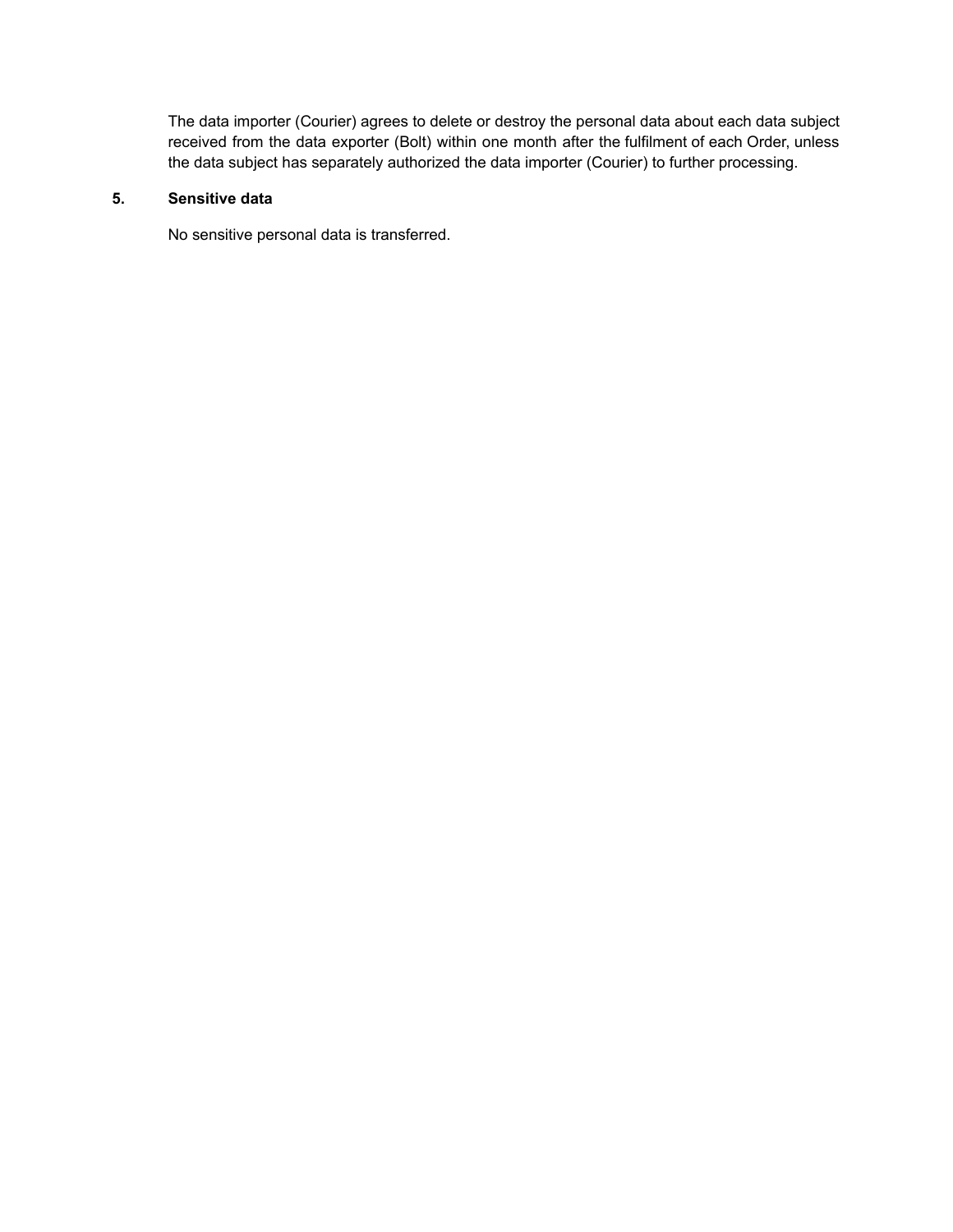The data importer (Courier) agrees to delete or destroy the personal data about each data subject received from the data exporter (Bolt) within one month after the fulfilment of each Order, unless the data subject has separately authorized the data importer (Courier) to further processing.

**5. Sensitive data**

No sensitive personal data is transferred.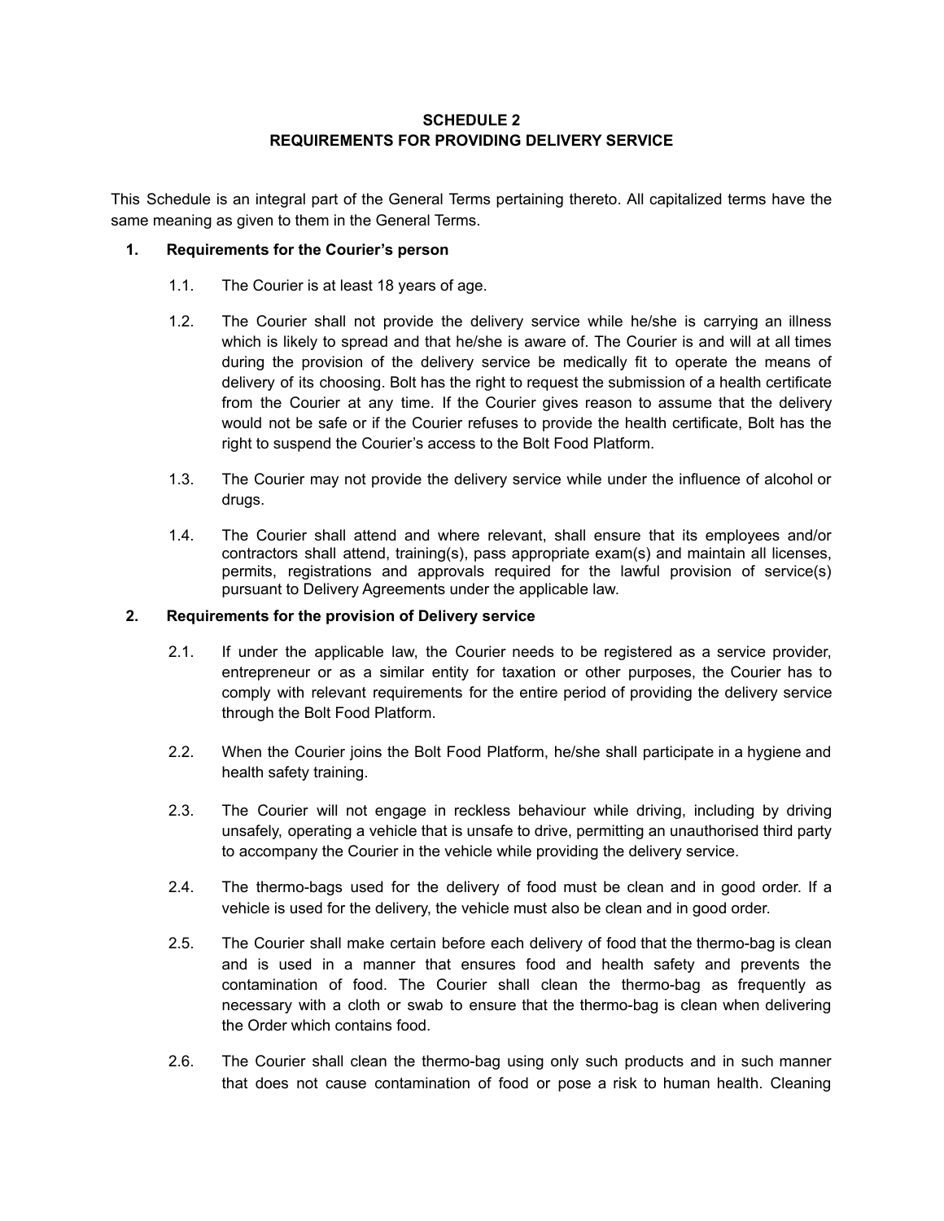**SCHEDULE 2**
**REQUIREMENTS FOR PROVIDING DELIVERY SERVICE**

This Schedule is an integral part of the General Terms pertaining thereto. All capitalized terms have the same meaning as given to them in the General Terms.

1. **Requirements for the Courier's person**

    1.1. The Courier is at least 18 years of age.

    1.2. The Courier shall not provide the delivery service while he/she is carrying an illness which is likely to spread and that he/she is aware of. The Courier is and will at all times during the provision of the delivery service be medically fit to operate the means of delivery of its choosing. Bolt has the right to request the submission of a health certificate from the Courier at any time. If the Courier gives reason to assume that the delivery would not be safe or if the Courier refuses to provide the health certificate, Bolt has the right to suspend the Courier's access to the Bolt Food Platform.

    1.3. The Courier may not provide the delivery service while under the influence of alcohol or drugs.

    1.4. The Courier shall attend and where relevant, shall ensure that its employees and/or contractors shall attend, training(s), pass appropriate exam(s) and maintain all licenses, permits, registrations and approvals required for the lawful provision of service(s) pursuant to Delivery Agreements under the applicable law.

2. **Requirements for the provision of Delivery service**

    2.1. If under the applicable law, the Courier needs to be registered as a service provider, entrepreneur or as a similar entity for taxation or other purposes, the Courier has to comply with relevant requirements for the entire period of providing the delivery service through the Bolt Food Platform.

    2.2. When the Courier joins the Bolt Food Platform, he/she shall participate in a hygiene and health safety training.

    2.3. The Courier will not engage in reckless behaviour while driving, including by driving unsafely, operating a vehicle that is unsafe to drive, permitting an unauthorised third party to accompany the Courier in the vehicle while providing the delivery service.

    2.4. The thermo-bags used for the delivery of food must be clean and in good order. If a vehicle is used for the delivery, the vehicle must also be clean and in good order.

    2.5. The Courier shall make certain before each delivery of food that the thermo-bag is clean and is used in a manner that ensures food and health safety and prevents the contamination of food. The Courier shall clean the thermo-bag as frequently as necessary with a cloth or swab to ensure that the thermo-bag is clean when delivering the Order which contains food.

    2.6. The Courier shall clean the thermo-bag using only such products and in such manner that does not cause contamination of food or pose a risk to human health. Cleaning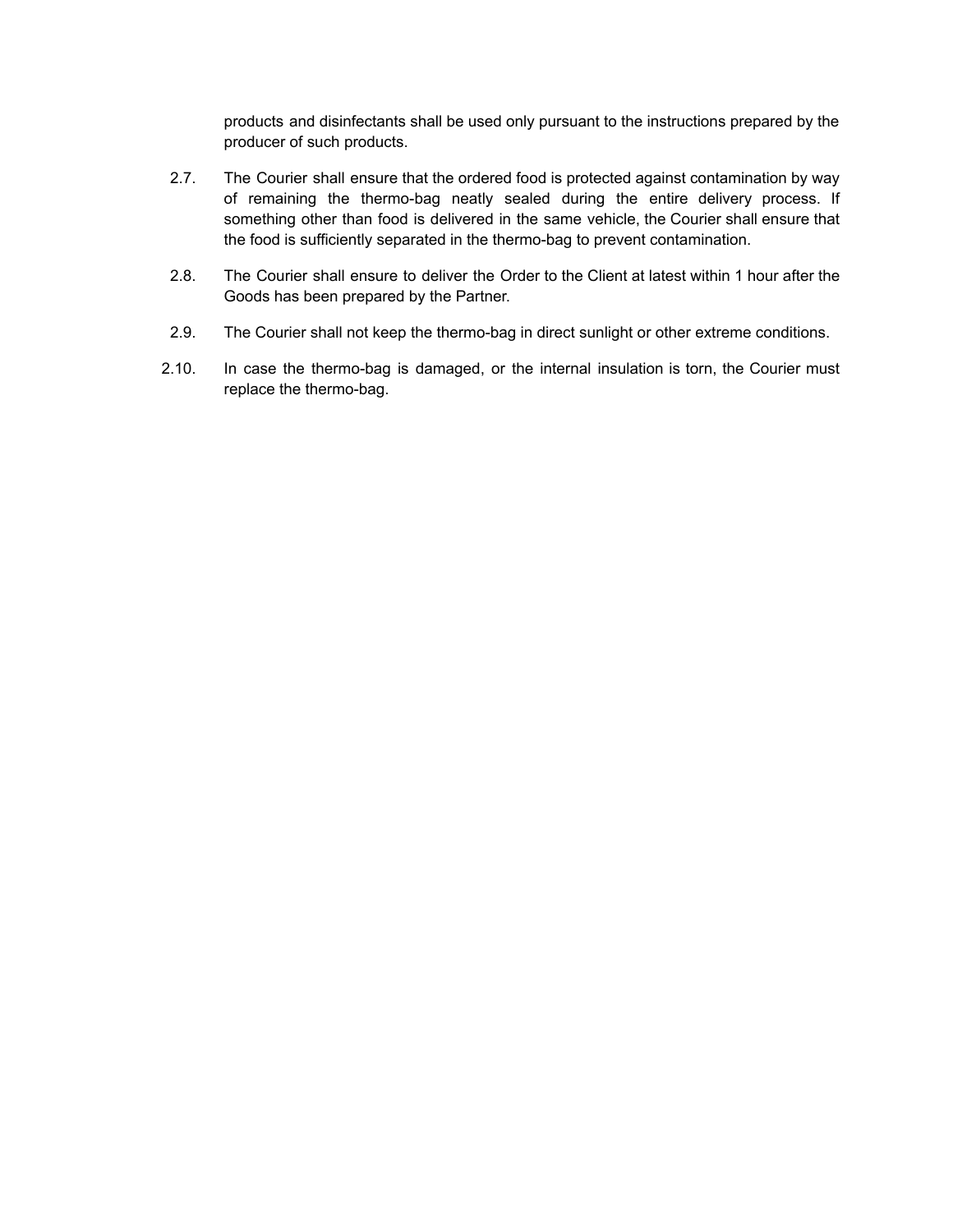products and disinfectants shall be used only pursuant to the instructions prepared by the producer of such products.

2.7. The Courier shall ensure that the ordered food is protected against contamination by way of remaining the thermo-bag neatly sealed during the entire delivery process. If something other than food is delivered in the same vehicle, the Courier shall ensure that the food is sufficiently separated in the thermo-bag to prevent contamination.

2.8. The Courier shall ensure to deliver the Order to the Client at latest within 1 hour after the Goods has been prepared by the Partner.

2.9. The Courier shall not keep the thermo-bag in direct sunlight or other extreme conditions.

2.10. In case the thermo-bag is damaged, or the internal insulation is torn, the Courier must replace the thermo-bag.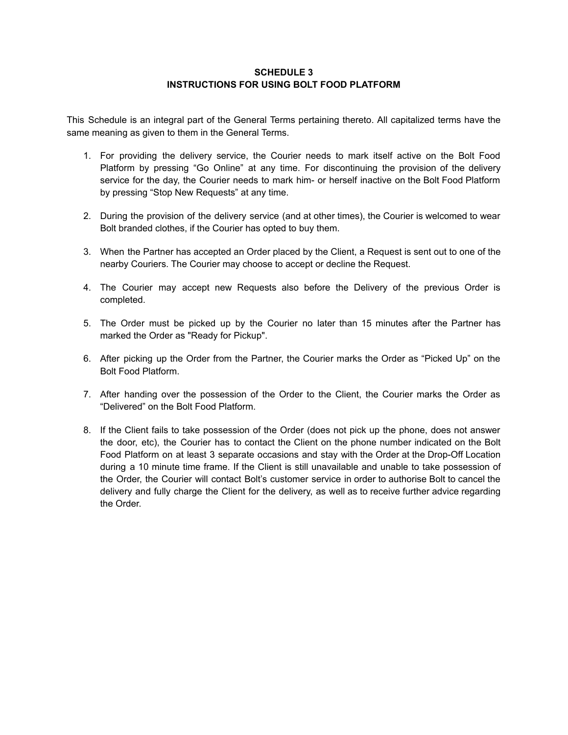**SCHEDULE 3**
**INSTRUCTIONS FOR USING BOLT FOOD PLATFORM**

This Schedule is an integral part of the General Terms pertaining thereto. All capitalized terms have the same meaning as given to them in the General Terms.

1. For providing the delivery service, the Courier needs to mark itself active on the Bolt Food Platform by pressing “Go Online” at any time. For discontinuing the provision of the delivery service for the day, the Courier needs to mark him- or herself inactive on the Bolt Food Platform by pressing “Stop New Requests” at any time.

2. During the provision of the delivery service (and at other times), the Courier is welcomed to wear Bolt branded clothes, if the Courier has opted to buy them.

3. When the Partner has accepted an Order placed by the Client, a Request is sent out to one of the nearby Couriers. The Courier may choose to accept or decline the Request.

4. The Courier may accept new Requests also before the Delivery of the previous Order is completed.

5. The Order must be picked up by the Courier no later than 15 minutes after the Partner has marked the Order as "Ready for Pickup".

6. After picking up the Order from the Partner, the Courier marks the Order as “Picked Up” on the Bolt Food Platform.

7. After handing over the possession of the Order to the Client, the Courier marks the Order as “Delivered” on the Bolt Food Platform.

8. If the Client fails to take possession of the Order (does not pick up the phone, does not answer the door, etc), the Courier has to contact the Client on the phone number indicated on the Bolt Food Platform on at least 3 separate occasions and stay with the Order at the Drop-Off Location during a 10 minute time frame. If the Client is still unavailable and unable to take possession of the Order, the Courier will contact Bolt’s customer service in order to authorise Bolt to cancel the delivery and fully charge the Client for the delivery, as well as to receive further advice regarding the Order.